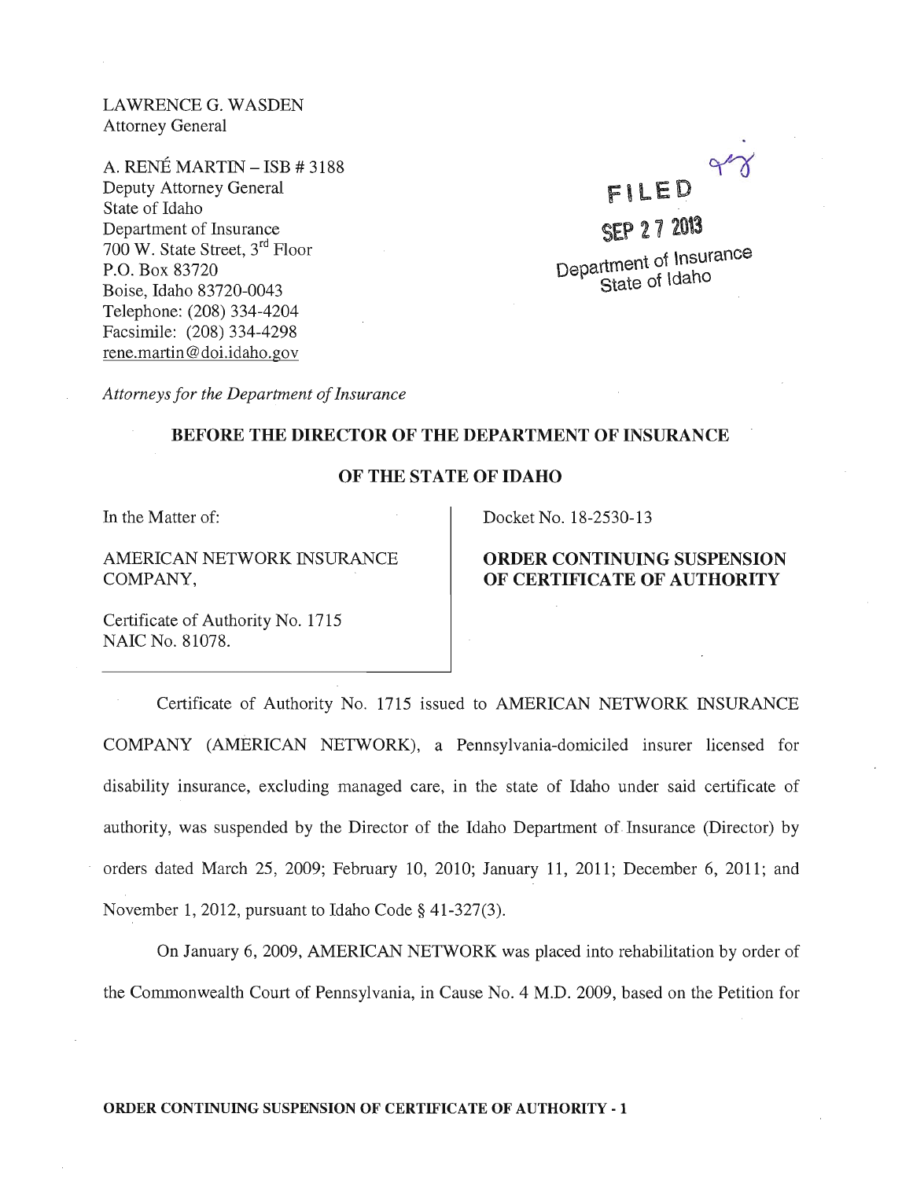LAWRENCE G. WASDEN
Attorney General

A. RENÉ MARTIN – ISB # 3188
Deputy Attorney General
State of Idaho
Department of Insurance
700 W. State Street, 3rd Floor
P.O. Box 83720
Boise, Idaho 83720-0043
Telephone: (208) 334-4204
Facsimile: (208) 334-4298
rene.martin@doi.idaho.gov

FILED
SEP 27 2013
Department of Insurance
State of Idaho

*Attorneys for the Department of Insurance*

**BEFORE THE DIRECTOR OF THE DEPARTMENT OF INSURANCE**

**OF THE STATE OF IDAHO**

| | |
|---|---|
| In the Matter of:<br><br>AMERICAN NETWORK INSURANCE COMPANY,<br><br>Certificate of Authority No. 1715<br>NAIC No. 81078. | Docket No. 18-2530-13<br><br>**ORDER CONTINUING SUSPENSION OF CERTIFICATE OF AUTHORITY** |

Certificate of Authority No. 1715 issued to AMERICAN NETWORK INSURANCE COMPANY (AMERICAN NETWORK), a Pennsylvania-domiciled insurer licensed for disability insurance, excluding managed care, in the state of Idaho under said certificate of authority, was suspended by the Director of the Idaho Department of Insurance (Director) by orders dated March 25, 2009; February 10, 2010; January 11, 2011; December 6, 2011; and November 1, 2012, pursuant to Idaho Code § 41-327(3).

On January 6, 2009, AMERICAN NETWORK was placed into rehabilitation by order of the Commonwealth Court of Pennsylvania, in Cause No. 4 M.D. 2009, based on the Petition for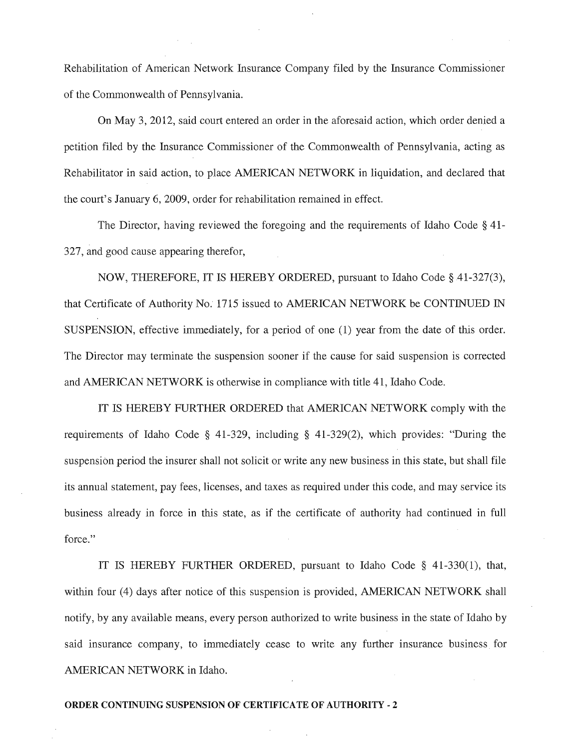Rehabilitation of American Network Insurance Company filed by the Insurance Commissioner of the Commonwealth of Pennsylvania.

On May 3, 2012, said court entered an order in the aforesaid action, which order denied a petition filed by the Insurance Commissioner of the Commonwealth of Pennsylvania, acting as Rehabilitator in said action, to place AMERICAN NETWORK in liquidation, and declared that the court's January 6, 2009, order for rehabilitation remained in effect.

The Director, having reviewed the foregoing and the requirements of Idaho Code § 41-327, and good cause appearing therefor,

NOW, THEREFORE, IT IS HEREBY ORDERED, pursuant to Idaho Code § 41-327(3), that Certificate of Authority No. 1715 issued to AMERICAN NETWORK be CONTINUED IN SUSPENSION, effective immediately, for a period of one (1) year from the date of this order. The Director may terminate the suspension sooner if the cause for said suspension is corrected and AMERICAN NETWORK is otherwise in compliance with title 41, Idaho Code.

IT IS HEREBY FURTHER ORDERED that AMERICAN NETWORK comply with the requirements of Idaho Code § 41-329, including § 41-329(2), which provides: "During the suspension period the insurer shall not solicit or write any new business in this state, but shall file its annual statement, pay fees, licenses, and taxes as required under this code, and may service its business already in force in this state, as if the certificate of authority had continued in full force."

IT IS HEREBY FURTHER ORDERED, pursuant to Idaho Code § 41-330(1), that, within four (4) days after notice of this suspension is provided, AMERICAN NETWORK shall notify, by any available means, every person authorized to write business in the state of Idaho by said insurance company, to immediately cease to write any further insurance business for AMERICAN NETWORK in Idaho.

**ORDER CONTINUING SUSPENSION OF CERTIFICATE OF AUTHORITY - 2**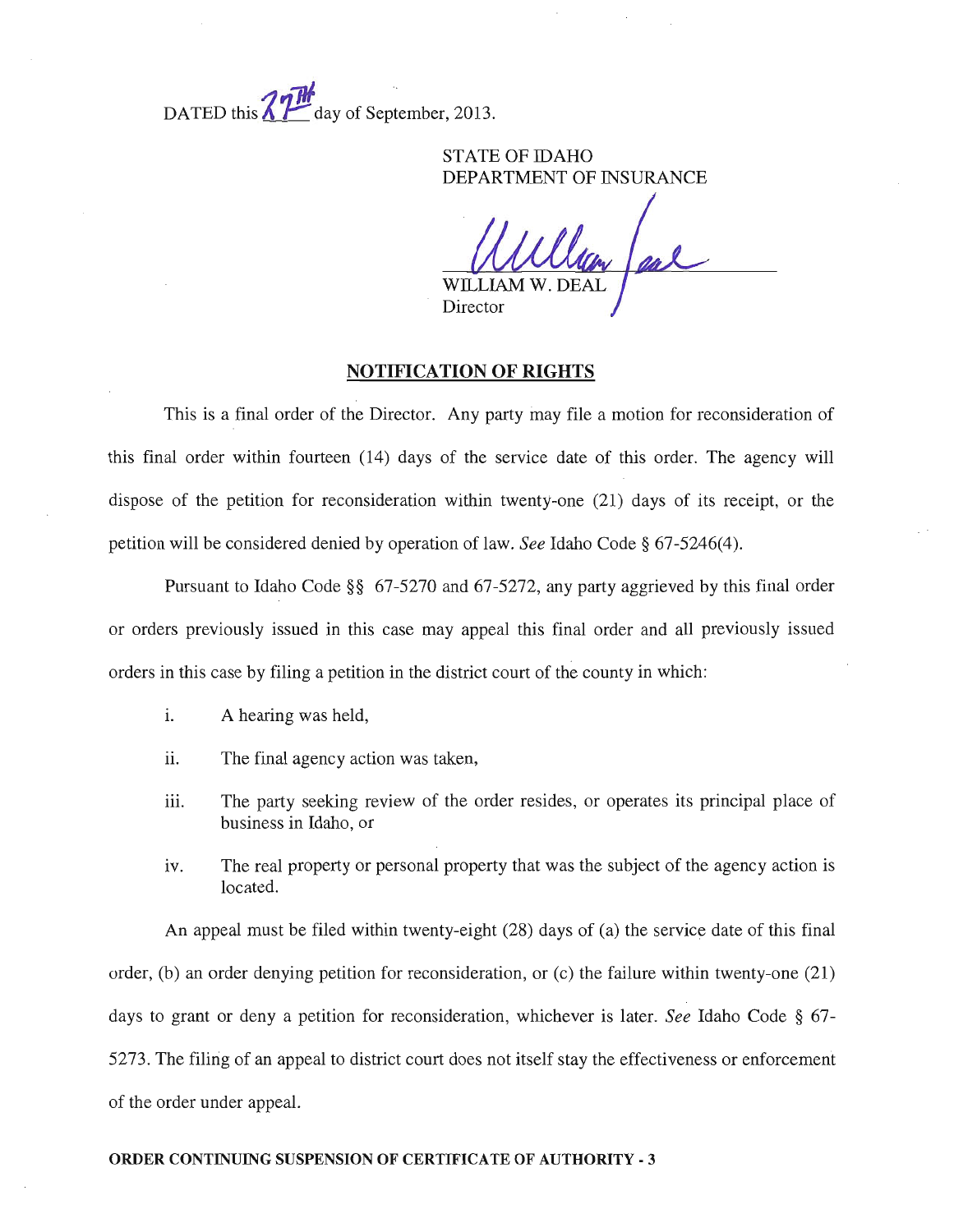DATED this 27th day of September, 2013.

STATE OF IDAHO
DEPARTMENT OF INSURANCE

WILLIAM W. DEAL
Director

## NOTIFICATION OF RIGHTS

This is a final order of the Director. Any party may file a motion for reconsideration of this final order within fourteen (14) days of the service date of this order. The agency will dispose of the petition for reconsideration within twenty-one (21) days of its receipt, or the petition will be considered denied by operation of law. *See* Idaho Code § 67-5246(4).

Pursuant to Idaho Code §§ 67-5270 and 67-5272, any party aggrieved by this final order or orders previously issued in this case may appeal this final order and all previously issued orders in this case by filing a petition in the district court of the county in which:

i. A hearing was held,

ii. The final agency action was taken,

iii. The party seeking review of the order resides, or operates its principal place of business in Idaho, or

iv. The real property or personal property that was the subject of the agency action is located.

An appeal must be filed within twenty-eight (28) days of (a) the service date of this final order, (b) an order denying petition for reconsideration, or (c) the failure within twenty-one (21) days to grant or deny a petition for reconsideration, whichever is later. *See* Idaho Code § 67-5273. The filing of an appeal to district court does not itself stay the effectiveness or enforcement of the order under appeal.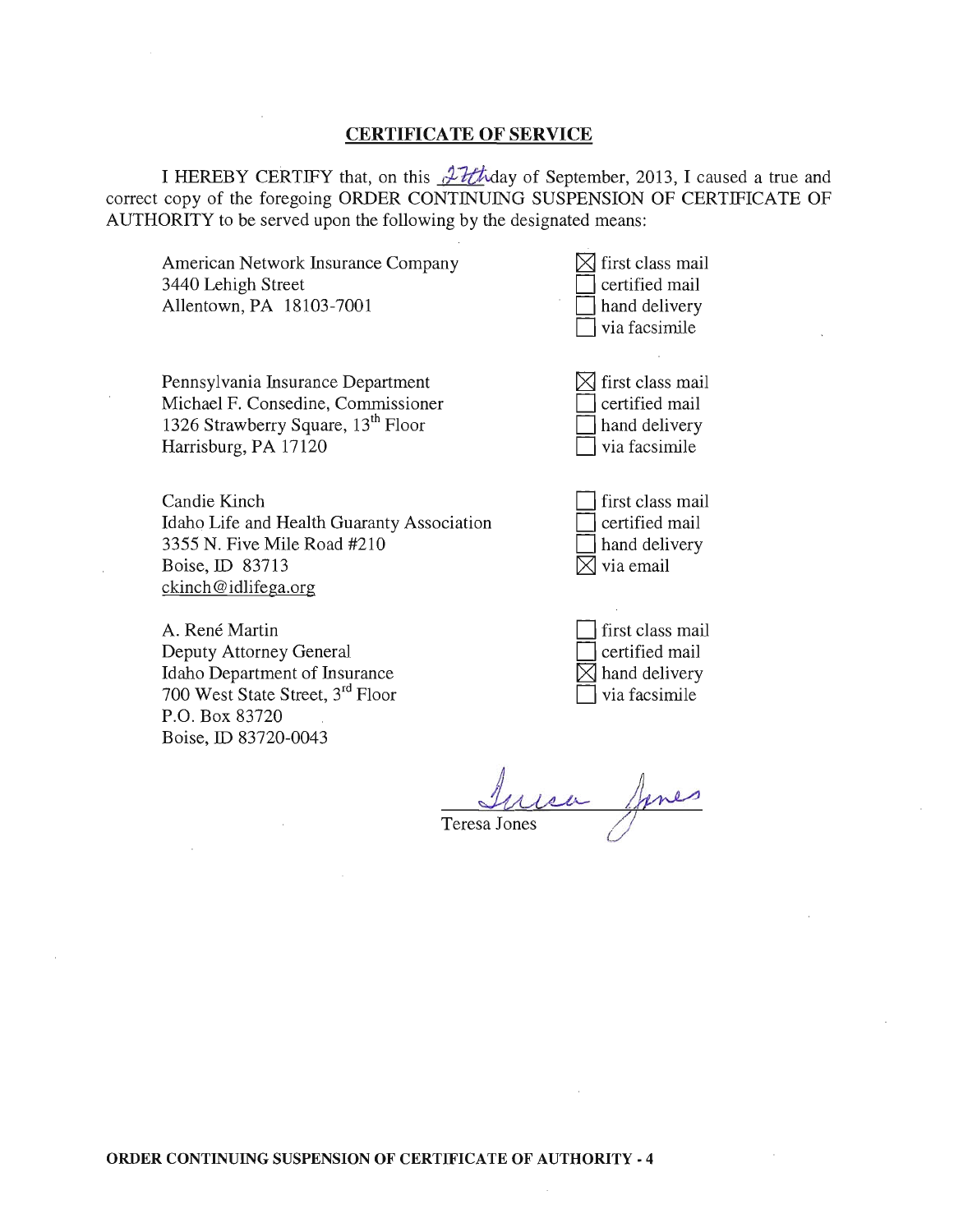## CERTIFICATE OF SERVICE

I HEREBY CERTIFY that, on this 27th day of September, 2013, I caused a true and correct copy of the foregoing ORDER CONTINUING SUSPENSION OF CERTIFICATE OF AUTHORITY to be served upon the following by the designated means:

| | |
|---|---|
| American Network Insurance Company<br>3440 Lehigh Street<br>Allentown, PA 18103-7001 | ☒ first class mail<br>☐ certified mail<br>☐ hand delivery<br>☐ via facsimile |
| Pennsylvania Insurance Department<br>Michael F. Consedine, Commissioner<br>1326 Strawberry Square, 13th Floor<br>Harrisburg, PA 17120 | ☒ first class mail<br>☐ certified mail<br>☐ hand delivery<br>☐ via facsimile |
| Candie Kinch<br>Idaho Life and Health Guaranty Association<br>3355 N. Five Mile Road #210<br>Boise, ID 83713<br>ckinch@idlifega.org | ☐ first class mail<br>☐ certified mail<br>☐ hand delivery<br>☒ via email |
| A. René Martin<br>Deputy Attorney General<br>Idaho Department of Insurance<br>700 West State Street, 3rd Floor<br>P.O. Box 83720<br>Boise, ID 83720-0043 | ☐ first class mail<br>☐ certified mail<br>☒ hand delivery<br>☐ via facsimile |

Teresa Jones

Teresa Jones